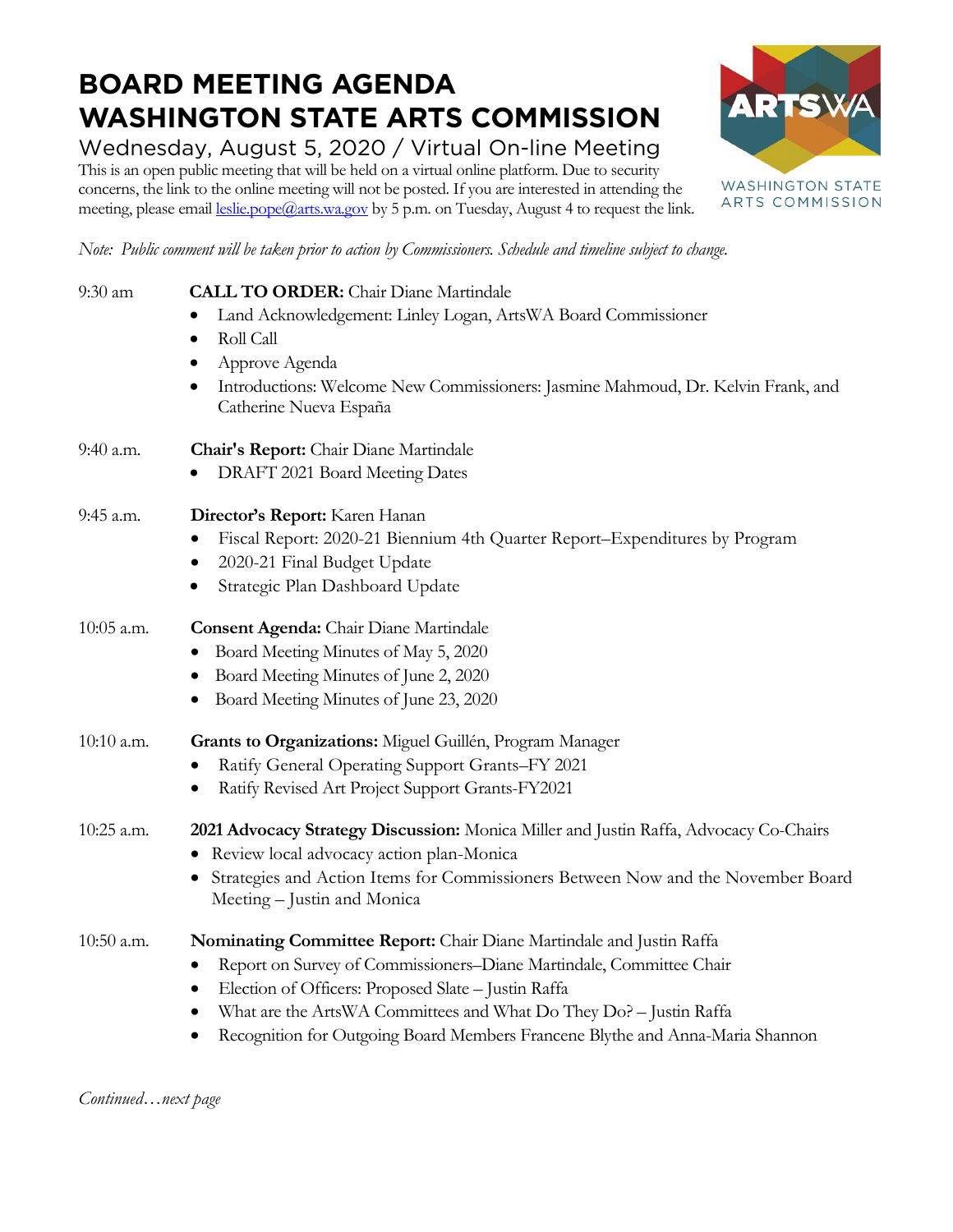# BOARD MEETING AGENDA
# WASHINGTON STATE ARTS COMMISSION

## Wednesday, August 5, 2020 / Virtual On-line Meeting

This is an open public meeting that will be held on a virtual online platform. Due to security concerns, the link to the online meeting will not be posted. If you are interested in attending the meeting, please email leslie.pope@arts.wa.gov by 5 p.m. on Tuesday, August 4 to request the link.

ARTSWA
WASHINGTON STATE ARTS COMMISSION

*Note: Public comment will be taken prior to action by Commissioners. Schedule and timeline subject to change.*

**9:30 am** — **CALL TO ORDER:** Chair Diane Martindale

- Land Acknowledgement: Linley Logan, ArtsWA Board Commissioner
- Roll Call
- Approve Agenda
- Introductions: Welcome New Commissioners: Jasmine Mahmoud, Dr. Kelvin Frank, and Catherine Nueva España

**9:40 a.m.** — **Chair's Report:** Chair Diane Martindale

- DRAFT 2021 Board Meeting Dates

**9:45 a.m.** — **Director's Report:** Karen Hanan

- Fiscal Report: 2020-21 Biennium 4th Quarter Report–Expenditures by Program
- 2020-21 Final Budget Update
- Strategic Plan Dashboard Update

**10:05 a.m.** — **Consent Agenda:** Chair Diane Martindale

- Board Meeting Minutes of May 5, 2020
- Board Meeting Minutes of June 2, 2020
- Board Meeting Minutes of June 23, 2020

**10:10 a.m.** — **Grants to Organizations:** Miguel Guillén, Program Manager

- Ratify General Operating Support Grants–FY 2021
- Ratify Revised Art Project Support Grants-FY2021

**10:25 a.m.** — **2021 Advocacy Strategy Discussion:** Monica Miller and Justin Raffa, Advocacy Co-Chairs

- Review local advocacy action plan-Monica
- Strategies and Action Items for Commissioners Between Now and the November Board Meeting – Justin and Monica

**10:50 a.m.** — **Nominating Committee Report:** Chair Diane Martindale and Justin Raffa

- Report on Survey of Commissioners–Diane Martindale, Committee Chair
- Election of Officers: Proposed Slate – Justin Raffa
- What are the ArtsWA Committees and What Do They Do? – Justin Raffa
- Recognition for Outgoing Board Members Francene Blythe and Anna-Maria Shannon

*Continued…next page*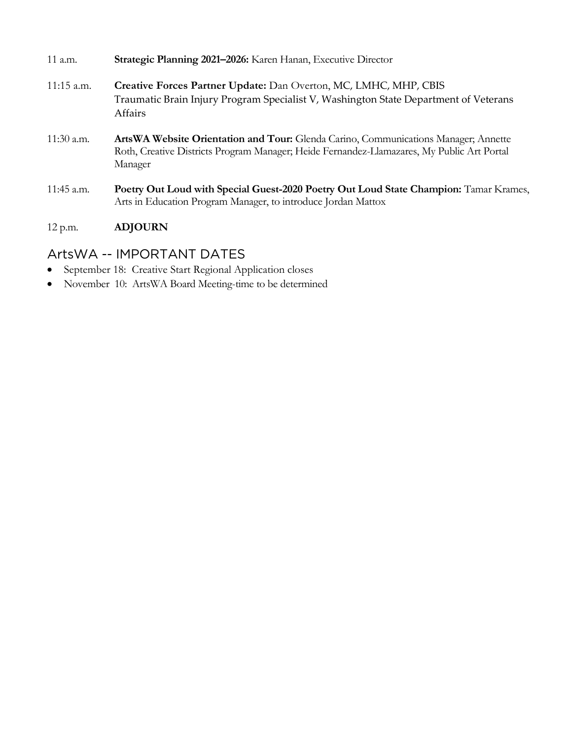11 a.m. **Strategic Planning 2021–2026:** Karen Hanan, Executive Director

11:15 a.m. **Creative Forces Partner Update:** Dan Overton, MC, LMHC, MHP, CBIS
Traumatic Brain Injury Program Specialist V, Washington State Department of Veterans Affairs

11:30 a.m. **ArtsWA Website Orientation and Tour:** Glenda Carino, Communications Manager; Annette Roth, Creative Districts Program Manager; Heide Fernandez-Llamazares, My Public Art Portal Manager

11:45 a.m. **Poetry Out Loud with Special Guest-2020 Poetry Out Loud State Champion:** Tamar Krames, Arts in Education Program Manager, to introduce Jordan Mattox

12 p.m. **ADJOURN**

## ArtsWA -- IMPORTANT DATES

- September 18: Creative Start Regional Application closes
- November 10: ArtsWA Board Meeting-time to be determined